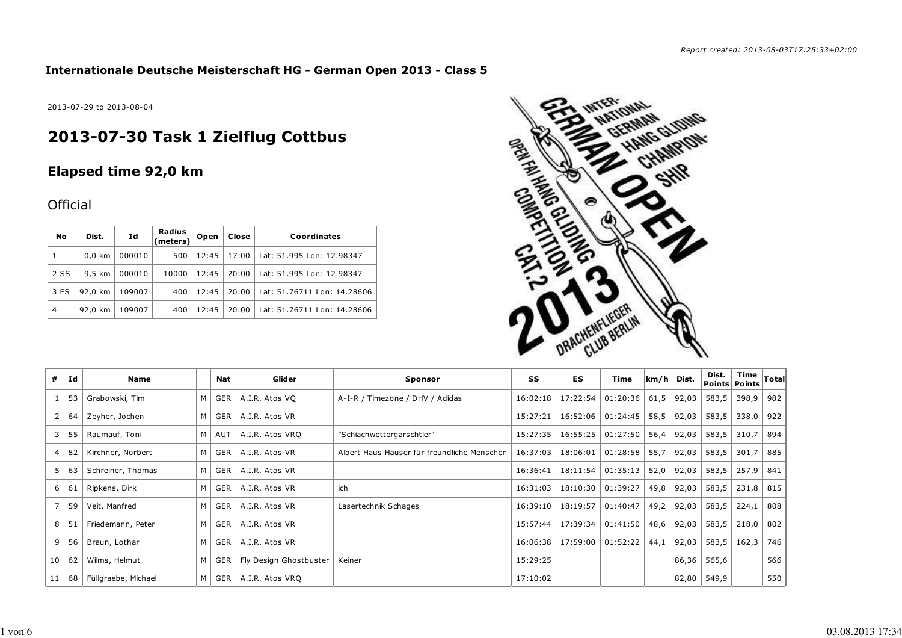*Report created: 2013-08-03T17:25:33+02:00*

**Internationale Deutsche Meisterschaft HG - German Open 2013 - Class 5**

2013-07-29 to 2013-08-04

# 2013-07-30 Task 1 Zielflug Cottbus

## Elapsed time 92,0 km

Official

| No | Dist. | Id | Radius (meters) | Open | Close | Coordinates |
|---|---|---|---|---|---|---|
| 1 | 0,0 km | 000010 | 500 | 12:45 | 17:00 | Lat: 51.995 Lon: 12.98347 |
| 2 SS | 9,5 km | 000010 | 10000 | 12:45 | 20:00 | Lat: 51.995 Lon: 12.98347 |
| 3 ES | 92,0 km | 109007 | 400 | 12:45 | 20:00 | Lat: 51.76711 Lon: 14.28606 |
| 4 | 92,0 km | 109007 | 400 | 12:45 | 20:00 | Lat: 51.76711 Lon: 14.28606 |

| # | Id | Name | | Nat | Glider | Sponsor | SS | ES | Time | km/h | Dist. | Dist. Points | Time Points | Total |
|---|---|---|---|---|---|---|---|---|---|---|---|---|---|---|
| 1 | 53 | Grabowski, Tim | M | GER | A.I.R. Atos VQ | A-I-R / Timezone / DHV / Adidas | 16:02:18 | 17:22:54 | 01:20:36 | 61,5 | 92,03 | 583,5 | 398,9 | 982 |
| 2 | 64 | Zeyher, Jochen | M | GER | A.I.R. Atos VR | | 15:27:21 | 16:52:06 | 01:24:45 | 58,5 | 92,03 | 583,5 | 338,0 | 922 |
| 3 | 55 | Raumauf, Toni | M | AUT | A.I.R. Atos VRQ | "Schiachwettergarschtler" | 15:27:35 | 16:55:25 | 01:27:50 | 56,4 | 92,03 | 583,5 | 310,7 | 894 |
| 4 | 82 | Kirchner, Norbert | M | GER | A.I.R. Atos VR | Albert Haus Häuser für freundliche Menschen | 16:37:03 | 18:06:01 | 01:28:58 | 55,7 | 92,03 | 583,5 | 301,7 | 885 |
| 5 | 63 | Schreiner, Thomas | M | GER | A.I.R. Atos VR | | 16:36:41 | 18:11:54 | 01:35:13 | 52,0 | 92,03 | 583,5 | 257,9 | 841 |
| 6 | 61 | Ripkens, Dirk | M | GER | A.I.R. Atos VR | ich | 16:31:03 | 18:10:30 | 01:39:27 | 49,8 | 92,03 | 583,5 | 231,8 | 815 |
| 7 | 59 | Veit, Manfred | M | GER | A.I.R. Atos VR | Lasertechnik Schages | 16:39:10 | 18:19:57 | 01:40:47 | 49,2 | 92,03 | 583,5 | 224,1 | 808 |
| 8 | 51 | Friedemann, Peter | M | GER | A.I.R. Atos VR | | 15:57:44 | 17:39:34 | 01:41:50 | 48,6 | 92,03 | 583,5 | 218,0 | 802 |
| 9 | 56 | Braun, Lothar | M | GER | A.I.R. Atos VR | | 16:06:38 | 17:59:00 | 01:52:22 | 44,1 | 92,03 | 583,5 | 162,3 | 746 |
| 10 | 62 | Wilms, Helmut | M | GER | Fly Design Ghostbuster | Keiner | 15:29:25 | | | | 86,36 | 565,6 | | 566 |
| 11 | 68 | Füllgraebe, Michael | M | GER | A.I.R. Atos VRQ | | 17:10:02 | | | | 82,80 | 549,9 | | 550 |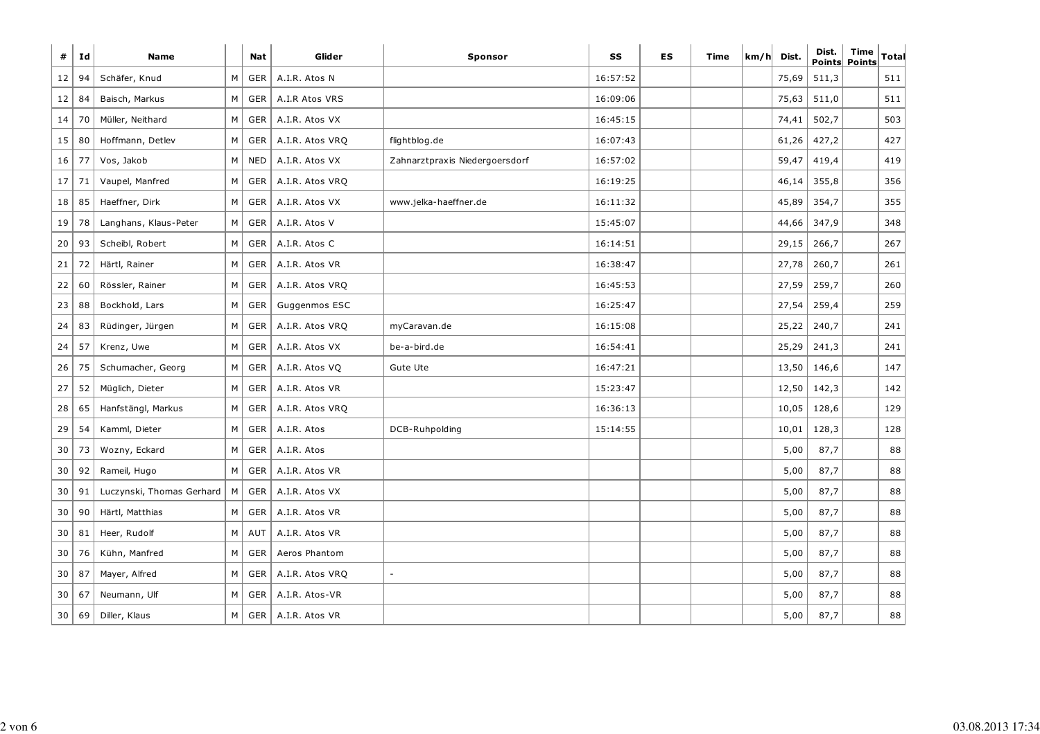| # | Id | Name | | Nat | Glider | Sponsor | SS | ES | Time | km/h | Dist. | Dist. Points | Time Points | Total |
|---|---|---|---|---|---|---|---|---|---|---|---|---|---|---|
| 12 | 94 | Schäfer, Knud | M | GER | A.I.R. Atos N | | 16:57:52 | | | | 75,69 | 511,3 | | 511 |
| 12 | 84 | Baisch, Markus | M | GER | A.I.R Atos VRS | | 16:09:06 | | | | 75,63 | 511,0 | | 511 |
| 14 | 70 | Müller, Neithard | M | GER | A.I.R. Atos VX | | 16:45:15 | | | | 74,41 | 502,7 | | 503 |
| 15 | 80 | Hoffmann, Detlev | M | GER | A.I.R. Atos VRQ | flightblog.de | 16:07:43 | | | | 61,26 | 427,2 | | 427 |
| 16 | 77 | Vos, Jakob | M | NED | A.I.R. Atos VX | Zahnarztpraxis Niedergoersdorf | 16:57:02 | | | | 59,47 | 419,4 | | 419 |
| 17 | 71 | Vaupel, Manfred | M | GER | A.I.R. Atos VRQ | | 16:19:25 | | | | 46,14 | 355,8 | | 356 |
| 18 | 85 | Haeffner, Dirk | M | GER | A.I.R. Atos VX | www.jelka-haeffner.de | 16:11:32 | | | | 45,89 | 354,7 | | 355 |
| 19 | 78 | Langhans, Klaus-Peter | M | GER | A.I.R. Atos V | | 15:45:07 | | | | 44,66 | 347,9 | | 348 |
| 20 | 93 | Scheibl, Robert | M | GER | A.I.R. Atos C | | 16:14:51 | | | | 29,15 | 266,7 | | 267 |
| 21 | 72 | Härtl, Rainer | M | GER | A.I.R. Atos VR | | 16:38:47 | | | | 27,78 | 260,7 | | 261 |
| 22 | 60 | Rössler, Rainer | M | GER | A.I.R. Atos VRQ | | 16:45:53 | | | | 27,59 | 259,7 | | 260 |
| 23 | 88 | Bockhold, Lars | M | GER | Guggenmos ESC | | 16:25:47 | | | | 27,54 | 259,4 | | 259 |
| 24 | 83 | Rüdinger, Jürgen | M | GER | A.I.R. Atos VRQ | myCaravan.de | 16:15:08 | | | | 25,22 | 240,7 | | 241 |
| 24 | 57 | Krenz, Uwe | M | GER | A.I.R. Atos VX | be-a-bird.de | 16:54:41 | | | | 25,29 | 241,3 | | 241 |
| 26 | 75 | Schumacher, Georg | M | GER | A.I.R. Atos VQ | Gute Ute | 16:47:21 | | | | 13,50 | 146,6 | | 147 |
| 27 | 52 | Müglich, Dieter | M | GER | A.I.R. Atos VR | | 15:23:47 | | | | 12,50 | 142,3 | | 142 |
| 28 | 65 | Hanfstängl, Markus | M | GER | A.I.R. Atos VRQ | | 16:36:13 | | | | 10,05 | 128,6 | | 129 |
| 29 | 54 | Kamml, Dieter | M | GER | A.I.R. Atos | DCB-Ruhpolding | 15:14:55 | | | | 10,01 | 128,3 | | 128 |
| 30 | 73 | Wozny, Eckard | M | GER | A.I.R. Atos | | | | | | 5,00 | 87,7 | | 88 |
| 30 | 92 | Rameil, Hugo | M | GER | A.I.R. Atos VR | | | | | | 5,00 | 87,7 | | 88 |
| 30 | 91 | Luczynski, Thomas Gerhard | M | GER | A.I.R. Atos VX | | | | | | 5,00 | 87,7 | | 88 |
| 30 | 90 | Härtl, Matthias | M | GER | A.I.R. Atos VR | | | | | | 5,00 | 87,7 | | 88 |
| 30 | 81 | Heer, Rudolf | M | AUT | A.I.R. Atos VR | | | | | | 5,00 | 87,7 | | 88 |
| 30 | 76 | Kühn, Manfred | M | GER | Aeros Phantom | | | | | | 5,00 | 87,7 | | 88 |
| 30 | 87 | Mayer, Alfred | M | GER | A.I.R. Atos VRQ | - | | | | | 5,00 | 87,7 | | 88 |
| 30 | 67 | Neumann, Ulf | M | GER | A.I.R. Atos-VR | | | | | | 5,00 | 87,7 | | 88 |
| 30 | 69 | Diller, Klaus | M | GER | A.I.R. Atos VR | | | | | | 5,00 | 87,7 | | 88 |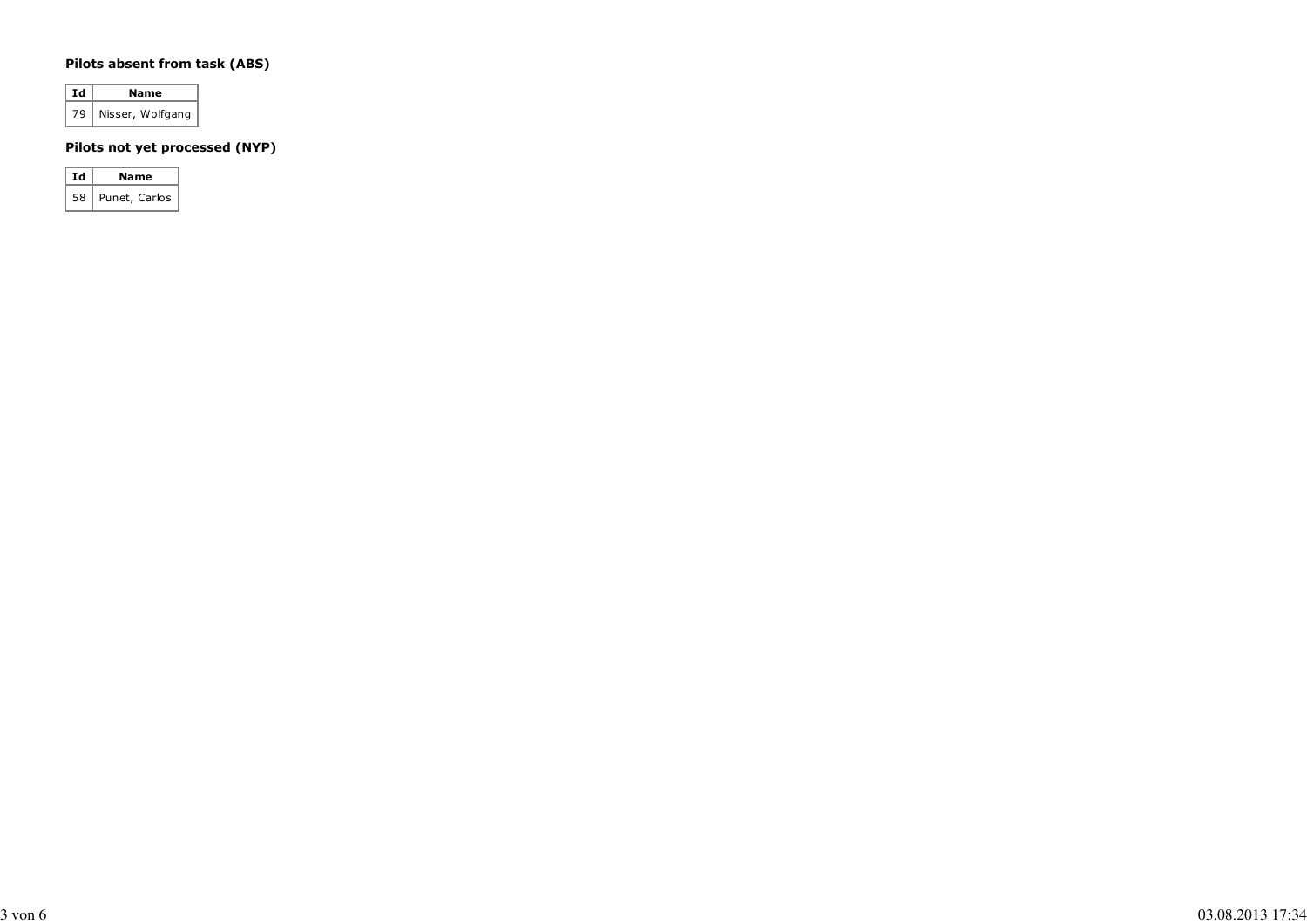### Pilots absent from task (ABS)

| Id | Name |
| --- | --- |
| 79 | Nisser, Wolfgang |

### Pilots not yet processed (NYP)

| Id | Name |
| --- | --- |
| 58 | Punet, Carlos |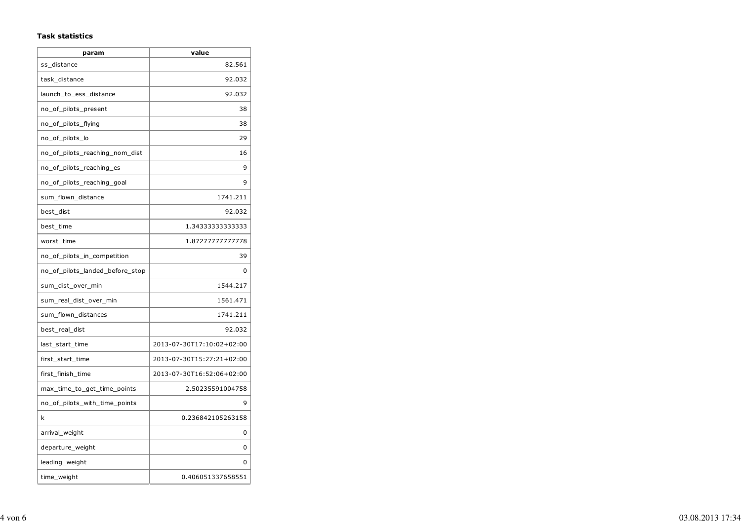**Task statistics**

| param | value |
| --- | --- |
| ss_distance | 82.561 |
| task_distance | 92.032 |
| launch_to_ess_distance | 92.032 |
| no_of_pilots_present | 38 |
| no_of_pilots_flying | 38 |
| no_of_pilots_lo | 29 |
| no_of_pilots_reaching_nom_dist | 16 |
| no_of_pilots_reaching_es | 9 |
| no_of_pilots_reaching_goal | 9 |
| sum_flown_distance | 1741.211 |
| best_dist | 92.032 |
| best_time | 1.34333333333333 |
| worst_time | 1.87277777777778 |
| no_of_pilots_in_competition | 39 |
| no_of_pilots_landed_before_stop | 0 |
| sum_dist_over_min | 1544.217 |
| sum_real_dist_over_min | 1561.471 |
| sum_flown_distances | 1741.211 |
| best_real_dist | 92.032 |
| last_start_time | 2013-07-30T17:10:02+02:00 |
| first_start_time | 2013-07-30T15:27:21+02:00 |
| first_finish_time | 2013-07-30T16:52:06+02:00 |
| max_time_to_get_time_points | 2.50235591004758 |
| no_of_pilots_with_time_points | 9 |
| k | 0.236842105263158 |
| arrival_weight | 0 |
| departure_weight | 0 |
| leading_weight | 0 |
| time_weight | 0.406051337658551 |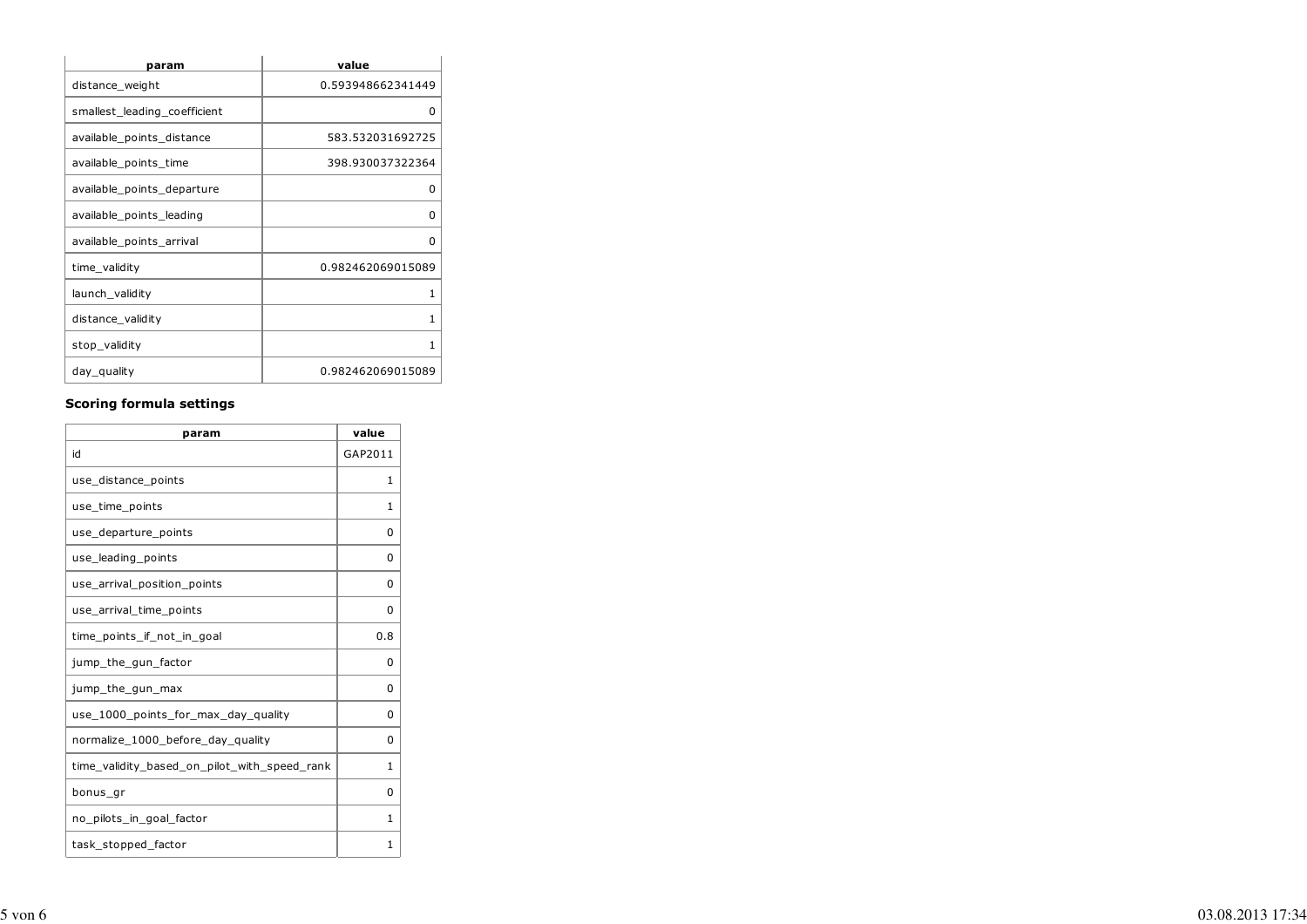| param | value |
| --- | --- |
| distance_weight | 0.593948662341449 |
| smallest_leading_coefficient | 0 |
| available_points_distance | 583.532031692725 |
| available_points_time | 398.930037322364 |
| available_points_departure | 0 |
| available_points_leading | 0 |
| available_points_arrival | 0 |
| time_validity | 0.982462069015089 |
| launch_validity | 1 |
| distance_validity | 1 |
| stop_validity | 1 |
| day_quality | 0.982462069015089 |

**Scoring formula settings**

| param | value |
| --- | --- |
| id | GAP2011 |
| use_distance_points | 1 |
| use_time_points | 1 |
| use_departure_points | 0 |
| use_leading_points | 0 |
| use_arrival_position_points | 0 |
| use_arrival_time_points | 0 |
| time_points_if_not_in_goal | 0.8 |
| jump_the_gun_factor | 0 |
| jump_the_gun_max | 0 |
| use_1000_points_for_max_day_quality | 0 |
| normalize_1000_before_day_quality | 0 |
| time_validity_based_on_pilot_with_speed_rank | 1 |
| bonus_gr | 0 |
| no_pilots_in_goal_factor | 1 |
| task_stopped_factor | 1 |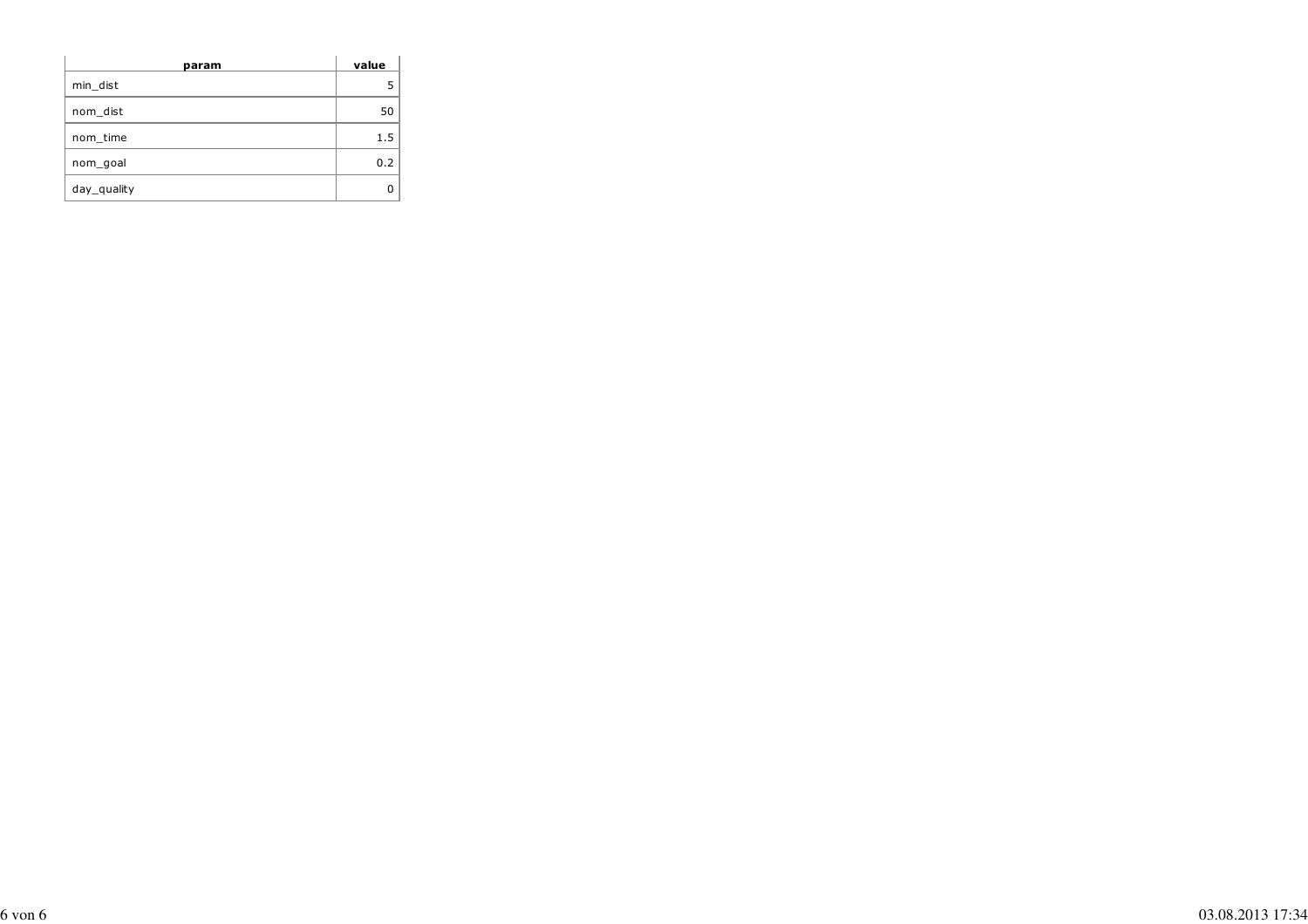| param | value |
|---|---|
| min_dist | 5 |
| nom_dist | 50 |
| nom_time | 1.5 |
| nom_goal | 0.2 |
| day_quality | 0 |